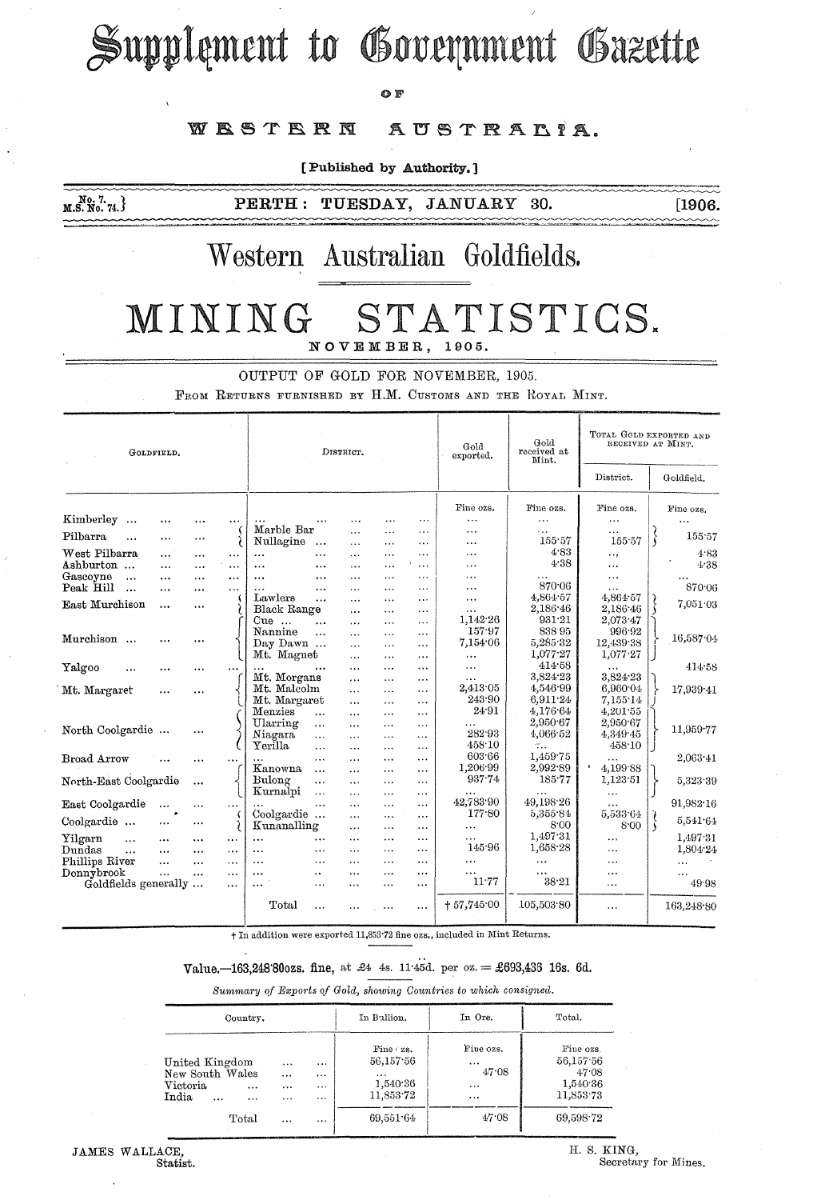# Supplement to Government Gazette

OF

## WESTERN AUSTRALIA.

[Published by Authority.]

No. 7.
M.S. No. 74.

PERTH: TUESDAY, JANUARY 30. [1906.

# Western Australian Goldfields.

# MINING STATISTICS.

NOVEMBER, 1905.

## OUTPUT OF GOLD FOR NOVEMBER, 1905.

FROM RETURNS FURNISHED BY H.M. CUSTOMS AND THE ROYAL MINT.

| Goldfield. | District. | Gold exported. | Gold received at Mint. | Total Gold exported and received at Mint. | |
|---|---|---|---|---|---|
| | | | | District. | Goldfield. |
| | | Fine ozs. | Fine ozs. | Fine ozs. | Fine ozs. |
| Kimberley ... | ... | ... | ... | ... | ... |
| Pilbarra ... | Marble Bar | ... | ... | ... | 155·57 |
| | Nullagine ... | ... | 155·57 | 155·57 | |
| West Pilbarra | ... | ... | 4·83 | ... | 4·83 |
| Ashburton ... | ... | ... | 4·38 | ... | 4·38 |
| Gascoyne ... | ... | ... | ... | ... | ... |
| Peak Hill ... | ... | ... | 870·06 | ... | 870·06 |
| East Murchison ... | Lawlers | ... | 4,864·57 | 4,864·57 | 7,051·03 |
| | Black Range | ... | 2,186·46 | 2,186·46 | |
| Murchison ... | Cue ... | 1,142·26 | 931·21 | 2,073·47 | 16,587·04 |
| | Nannine | 157·97 | 838 95 | 996·92 | |
| | Day Dawn ... | 7,154·06 | 5,285·32 | 12,439·38 | |
| | Mt. Magnet | ... | 1,077·27 | 1,077·27 | |
| Yalgoo ... | ... | ... | 414·58 | ... | 414·58 |
| Mt. Margaret ... | Mt. Morgans | ... | 3,824·23 | 3,824·23 | 17,939·41 |
| | Mt. Malcolm | 2,413·05 | 4,546·99 | 6,960·04 | |
| | Mt. Margaret | 243·90 | 6,911·24 | 7,155·14 | |
| North Coolgardie ... | Menzies ... | 24·91 | 4,176·64 | 4,201·55 | 11,959·77 |
| | Ularring ... | ... | 2,950·67 | 2,950·67 | |
| | Niagara ... | 282·93 | 4,066·52 | 4,349·45 | |
| | Yerilla ... | 458·10 | ... | 458·10 | |
| Broad Arrow ... | ... | 603·66 | 1,459·75 | ... | 2,063·41 |
| North-East Coolgardie ... | Kanowna ... | 1,206·99 | 2,992·89 | 4,199·88 | 5,323·39 |
| | Bulong ... | 937·74 | 185·77 | 1,123·51 | |
| | Kurnalpi ... | ... | ... | ... | |
| East Coolgardie ... | ... | 42,783·90 | 49,198·26 | ... | 91,982·16 |
| Coolgardie ... | Coolgardie ... | 177·80 | 5,355·84 | 5,533·64 | 5,541·64 |
| | Kunanalling | ... | 8·00 | 8·00 | |
| Yilgarn ... | ... | ... | 1,497·31 | ... | 1,497·31 |
| Dundas ... | ... | 145·96 | 1,658·28 | ... | 1,804·24 |
| Phillips River ... | ... | ... | ... | ... | ... |
| Donnybrook ... | ... | ... | ... | ... | ... |
| Goldfields generally ... | ... | 11·77 | 38·21 | ... | 49·98 |
| | Total ... | † 57,745·00 | 105,503·80 | ... | 163,248·80 |

† In addition were exported 11,853·72 fine ozs., included in Mint Returns.

**Value.—163,248·80ozs. fine, at £4 4s. 11·45d. per oz. = £693,436 16s. 6d.**

*Summary of Exports of Gold, showing Countries to which consigned.*

| Country. | In Bullion. | In Ore. | Total. |
|---|---|---|---|
| | Fine ozs. | Fine ozs. | Fine ozs. |
| United Kingdom ... ... | 56,157·56 | ... | 56,157·56 |
| New South Wales ... ... | ... | 47·08 | 47·08 |
| Victoria ... ... | 1,540·36 | ... | 1,540·36 |
| India ... ... ... | 11,853·72 | ... | 11,853·73 |
| Total ... ... | 69,551·64 | 47·08 | 69,598·72 |

JAMES WALLACE,
Statist.

H. S. KING,
Secretary for Mines.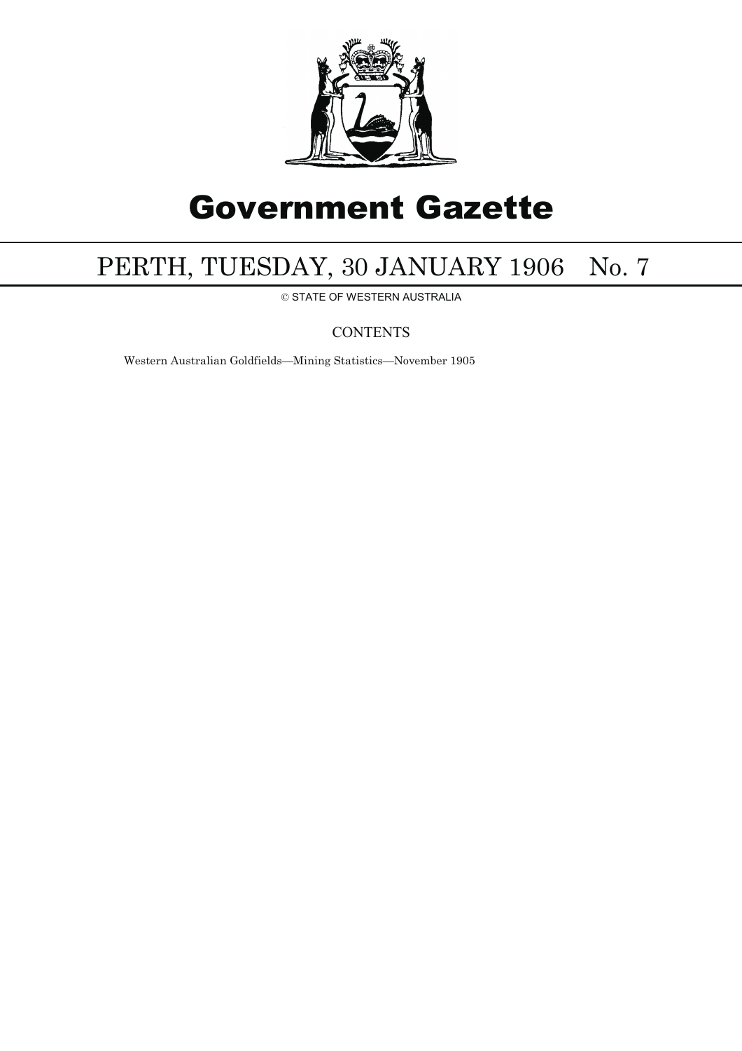# Government Gazette

PERTH, TUESDAY, 30 JANUARY 1906 No. 7

© STATE OF WESTERN AUSTRALIA

CONTENTS

Western Australian Goldfields—Mining Statistics—November 1905